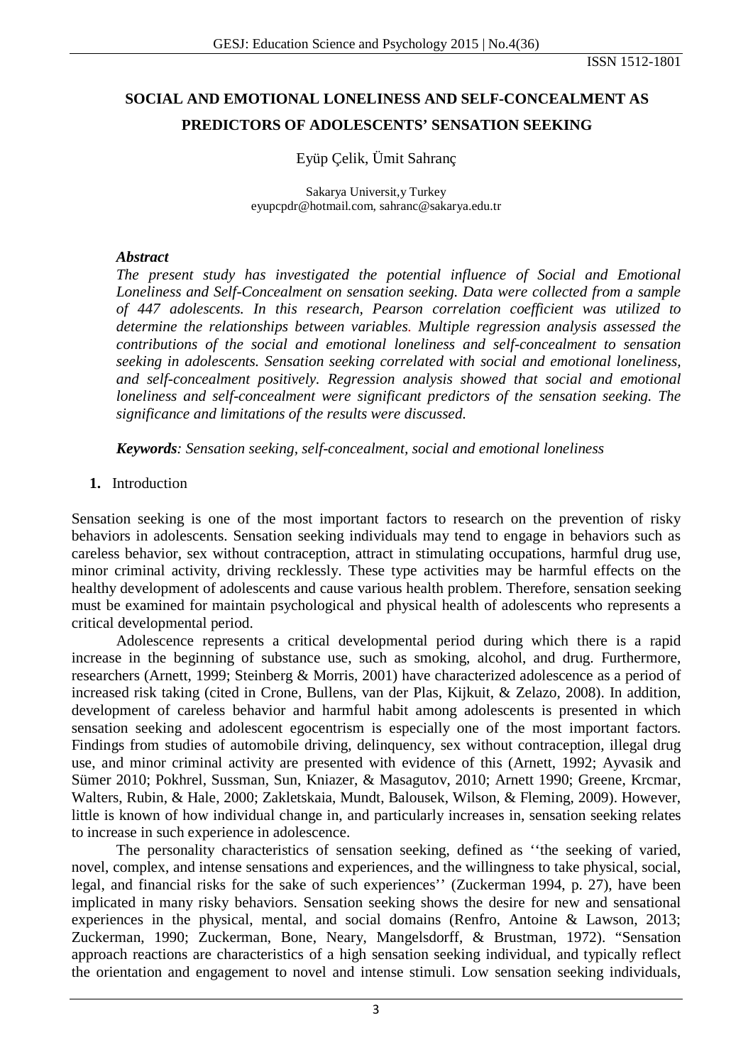# SOCIAL AND EMOTIONAL LONELINESS AND SELF-CONCEALMENT AS PREDICTORS OF ADOLESCENTS' SENSATION SEEKING

Eyüp Çelik, Ümit Sahranç

Sakarya Universit,y Turkey
eyupcpdr@hotmail.com, sahranc@sakarya.edu.tr

### *Abstract*

*The present study has investigated the potential influence of Social and Emotional Loneliness and Self-Concealment on sensation seeking. Data were collected from a sample of 447 adolescents. In this research, Pearson correlation coefficient was utilized to determine the relationships between variables. Multiple regression analysis assessed the contributions of the social and emotional loneliness and self-concealment to sensation seeking in adolescents. Sensation seeking correlated with social and emotional loneliness, and self-concealment positively. Regression analysis showed that social and emotional loneliness and self-concealment were significant predictors of the sensation seeking. The significance and limitations of the results were discussed.*

***Keywords**: Sensation seeking, self-concealment, social and emotional loneliness*

## 1. Introduction

Sensation seeking is one of the most important factors to research on the prevention of risky behaviors in adolescents. Sensation seeking individuals may tend to engage in behaviors such as careless behavior, sex without contraception, attract in stimulating occupations, harmful drug use, minor criminal activity, driving recklessly. These type activities may be harmful effects on the healthy development of adolescents and cause various health problem. Therefore, sensation seeking must be examined for maintain psychological and physical health of adolescents who represents a critical developmental period.

Adolescence represents a critical developmental period during which there is a rapid increase in the beginning of substance use, such as smoking, alcohol, and drug. Furthermore, researchers (Arnett, 1999; Steinberg & Morris, 2001) have characterized adolescence as a period of increased risk taking (cited in Crone, Bullens, van der Plas, Kijkuit, & Zelazo, 2008). In addition, development of careless behavior and harmful habit among adolescents is presented in which sensation seeking and adolescent egocentrism is especially one of the most important factors. Findings from studies of automobile driving, delinquency, sex without contraception, illegal drug use, and minor criminal activity are presented with evidence of this (Arnett, 1992; Ayvasik and Sümer 2010; Pokhrel, Sussman, Sun, Kniazer, & Masagutov, 2010; Arnett 1990; Greene, Krcmar, Walters, Rubin, & Hale, 2000; Zakletskaia, Mundt, Balousek, Wilson, & Fleming, 2009). However, little is known of how individual change in, and particularly increases in, sensation seeking relates to increase in such experience in adolescence.

The personality characteristics of sensation seeking, defined as ''the seeking of varied, novel, complex, and intense sensations and experiences, and the willingness to take physical, social, legal, and financial risks for the sake of such experiences'' (Zuckerman 1994, p. 27), have been implicated in many risky behaviors. Sensation seeking shows the desire for new and sensational experiences in the physical, mental, and social domains (Renfro, Antoine & Lawson, 2013; Zuckerman, 1990; Zuckerman, Bone, Neary, Mangelsdorff, & Brustman, 1972). "Sensation approach reactions are characteristics of a high sensation seeking individual, and typically reflect the orientation and engagement to novel and intense stimuli. Low sensation seeking individuals,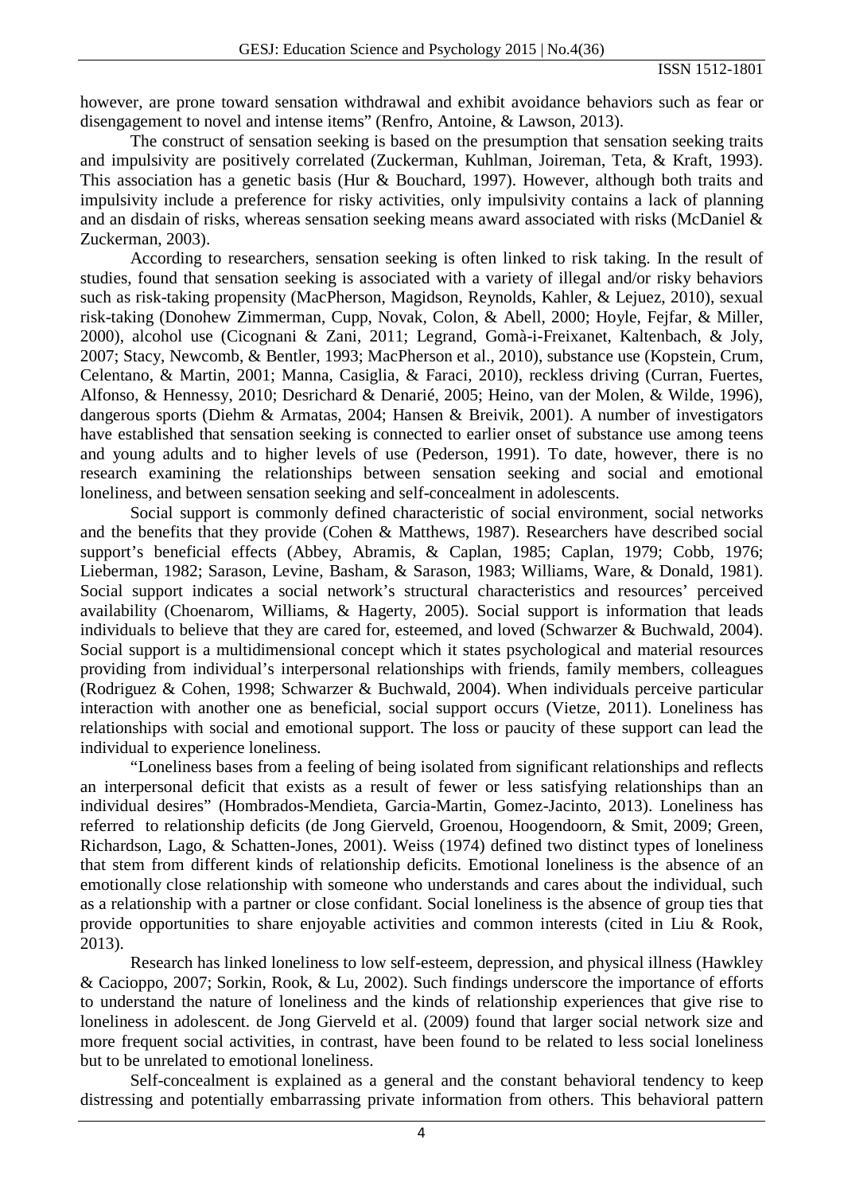however, are prone toward sensation withdrawal and exhibit avoidance behaviors such as fear or disengagement to novel and intense items" (Renfro, Antoine, & Lawson, 2013).

The construct of sensation seeking is based on the presumption that sensation seeking traits and impulsivity are positively correlated (Zuckerman, Kuhlman, Joireman, Teta, & Kraft, 1993). This association has a genetic basis (Hur & Bouchard, 1997). However, although both traits and impulsivity include a preference for risky activities, only impulsivity contains a lack of planning and an disdain of risks, whereas sensation seeking means award associated with risks (McDaniel & Zuckerman, 2003).

According to researchers, sensation seeking is often linked to risk taking. In the result of studies, found that sensation seeking is associated with a variety of illegal and/or risky behaviors such as risk-taking propensity (MacPherson, Magidson, Reynolds, Kahler, & Lejuez, 2010), sexual risk-taking (Donohew Zimmerman, Cupp, Novak, Colon, & Abell, 2000; Hoyle, Fejfar, & Miller, 2000), alcohol use (Cicognani & Zani, 2011; Legrand, Gomà-i-Freixanet, Kaltenbach, & Joly, 2007; Stacy, Newcomb, & Bentler, 1993; MacPherson et al., 2010), substance use (Kopstein, Crum, Celentano, & Martin, 2001; Manna, Casiglia, & Faraci, 2010), reckless driving (Curran, Fuertes, Alfonso, & Hennessy, 2010; Desrichard & Denarié, 2005; Heino, van der Molen, & Wilde, 1996), dangerous sports (Diehm & Armatas, 2004; Hansen & Breivik, 2001). A number of investigators have established that sensation seeking is connected to earlier onset of substance use among teens and young adults and to higher levels of use (Pederson, 1991). To date, however, there is no research examining the relationships between sensation seeking and social and emotional loneliness, and between sensation seeking and self-concealment in adolescents.

Social support is commonly defined characteristic of social environment, social networks and the benefits that they provide (Cohen & Matthews, 1987). Researchers have described social support's beneficial effects (Abbey, Abramis, & Caplan, 1985; Caplan, 1979; Cobb, 1976; Lieberman, 1982; Sarason, Levine, Basham, & Sarason, 1983; Williams, Ware, & Donald, 1981). Social support indicates a social network's structural characteristics and resources' perceived availability (Choenarom, Williams, & Hagerty, 2005). Social support is information that leads individuals to believe that they are cared for, esteemed, and loved (Schwarzer & Buchwald, 2004). Social support is a multidimensional concept which it states psychological and material resources providing from individual's interpersonal relationships with friends, family members, colleagues (Rodriguez & Cohen, 1998; Schwarzer & Buchwald, 2004). When individuals perceive particular interaction with another one as beneficial, social support occurs (Vietze, 2011). Loneliness has relationships with social and emotional support. The loss or paucity of these support can lead the individual to experience loneliness.

"Loneliness bases from a feeling of being isolated from significant relationships and reflects an interpersonal deficit that exists as a result of fewer or less satisfying relationships than an individual desires" (Hombrados-Mendieta, Garcia-Martin, Gomez-Jacinto, 2013). Loneliness has referred to relationship deficits (de Jong Gierveld, Groenou, Hoogendoorn, & Smit, 2009; Green, Richardson, Lago, & Schatten-Jones, 2001). Weiss (1974) defined two distinct types of loneliness that stem from different kinds of relationship deficits. Emotional loneliness is the absence of an emotionally close relationship with someone who understands and cares about the individual, such as a relationship with a partner or close confidant. Social loneliness is the absence of group ties that provide opportunities to share enjoyable activities and common interests (cited in Liu & Rook, 2013).

Research has linked loneliness to low self-esteem, depression, and physical illness (Hawkley & Cacioppo, 2007; Sorkin, Rook, & Lu, 2002). Such findings underscore the importance of efforts to understand the nature of loneliness and the kinds of relationship experiences that give rise to loneliness in adolescent. de Jong Gierveld et al. (2009) found that larger social network size and more frequent social activities, in contrast, have been found to be related to less social loneliness but to be unrelated to emotional loneliness.

Self-concealment is explained as a general and the constant behavioral tendency to keep distressing and potentially embarrassing private information from others. This behavioral pattern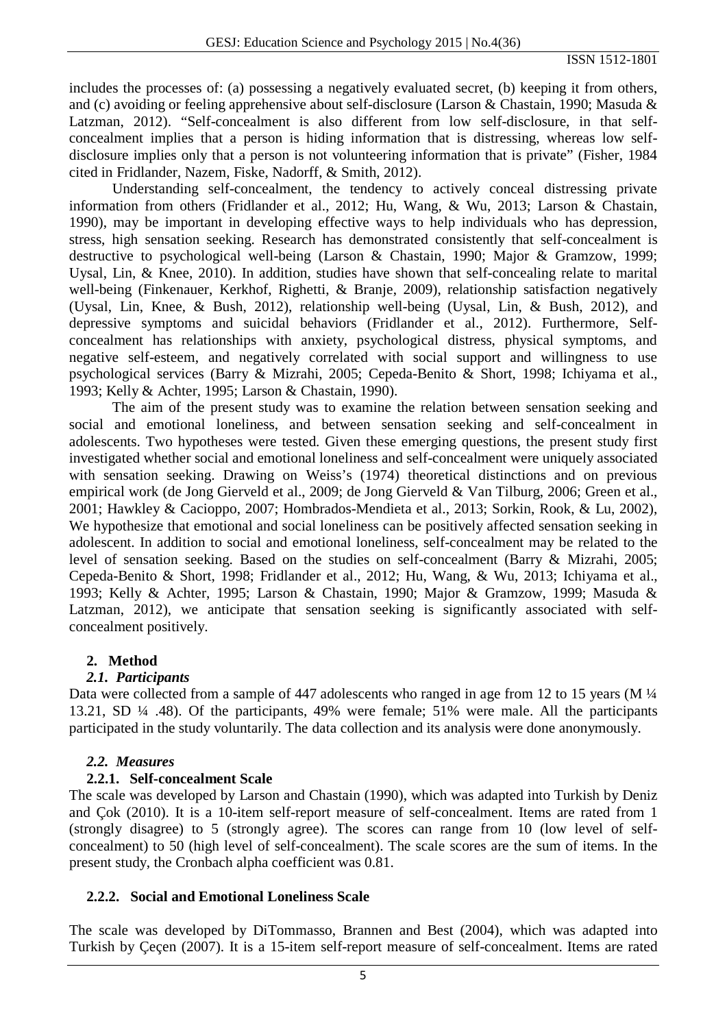includes the processes of: (a) possessing a negatively evaluated secret, (b) keeping it from others, and (c) avoiding or feeling apprehensive about self-disclosure (Larson & Chastain, 1990; Masuda & Latzman, 2012). "Self-concealment is also different from low self-disclosure, in that self-concealment implies that a person is hiding information that is distressing, whereas low self-disclosure implies only that a person is not volunteering information that is private" (Fisher, 1984 cited in Fridlander, Nazem, Fiske, Nadorff, & Smith, 2012).

Understanding self-concealment, the tendency to actively conceal distressing private information from others (Fridlander et al., 2012; Hu, Wang, & Wu, 2013; Larson & Chastain, 1990), may be important in developing effective ways to help individuals who has depression, stress, high sensation seeking. Research has demonstrated consistently that self-concealment is destructive to psychological well-being (Larson & Chastain, 1990; Major & Gramzow, 1999; Uysal, Lin, & Knee, 2010). In addition, studies have shown that self-concealing relate to marital well-being (Finkenauer, Kerkhof, Righetti, & Branje, 2009), relationship satisfaction negatively (Uysal, Lin, Knee, & Bush, 2012), relationship well-being (Uysal, Lin, & Bush, 2012), and depressive symptoms and suicidal behaviors (Fridlander et al., 2012). Furthermore, Self-concealment has relationships with anxiety, psychological distress, physical symptoms, and negative self-esteem, and negatively correlated with social support and willingness to use psychological services (Barry & Mizrahi, 2005; Cepeda-Benito & Short, 1998; Ichiyama et al., 1993; Kelly & Achter, 1995; Larson & Chastain, 1990).

The aim of the present study was to examine the relation between sensation seeking and social and emotional loneliness, and between sensation seeking and self-concealment in adolescents. Two hypotheses were tested. Given these emerging questions, the present study first investigated whether social and emotional loneliness and self-concealment were uniquely associated with sensation seeking. Drawing on Weiss's (1974) theoretical distinctions and on previous empirical work (de Jong Gierveld et al., 2009; de Jong Gierveld & Van Tilburg, 2006; Green et al., 2001; Hawkley & Cacioppo, 2007; Hombrados-Mendieta et al., 2013; Sorkin, Rook, & Lu, 2002), We hypothesize that emotional and social loneliness can be positively affected sensation seeking in adolescent. In addition to social and emotional loneliness, self-concealment may be related to the level of sensation seeking. Based on the studies on self-concealment (Barry & Mizrahi, 2005; Cepeda-Benito & Short, 1998; Fridlander et al., 2012; Hu, Wang, & Wu, 2013; Ichiyama et al., 1993; Kelly & Achter, 1995; Larson & Chastain, 1990; Major & Gramzow, 1999; Masuda & Latzman, 2012), we anticipate that sensation seeking is significantly associated with self-concealment positively.

## 2. Method

### 2.1. *Participants*

Data were collected from a sample of 447 adolescents who ranged in age from 12 to 15 years (M ¼ 13.21, SD ¼ .48). Of the participants, 49% were female; 51% were male. All the participants participated in the study voluntarily. The data collection and its analysis were done anonymously.

### 2.2. *Measures*

#### 2.2.1. Self-concealment Scale

The scale was developed by Larson and Chastain (1990), which was adapted into Turkish by Deniz and Çok (2010). It is a 10-item self-report measure of self-concealment. Items are rated from 1 (strongly disagree) to 5 (strongly agree). The scores can range from 10 (low level of self-concealment) to 50 (high level of self-concealment). The scale scores are the sum of items. In the present study, the Cronbach alpha coefficient was 0.81.

#### 2.2.2. Social and Emotional Loneliness Scale

The scale was developed by DiTommasso, Brannen and Best (2004), which was adapted into Turkish by Çeçen (2007). It is a 15-item self-report measure of self-concealment. Items are rated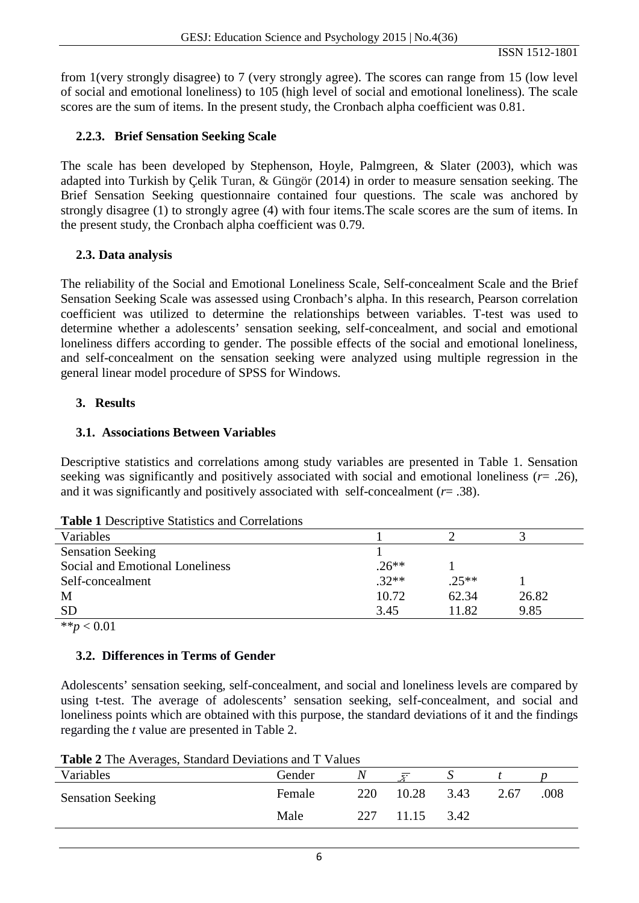from 1(very strongly disagree) to 7 (very strongly agree). The scores can range from 15 (low level of social and emotional loneliness) to 105 (high level of social and emotional loneliness). The scale scores are the sum of items. In the present study, the Cronbach alpha coefficient was 0.81.

### 2.2.3. Brief Sensation Seeking Scale

The scale has been developed by Stephenson, Hoyle, Palmgreen, & Slater (2003), which was adapted into Turkish by Çelik Turan, & Güngör (2014) in order to measure sensation seeking. The Brief Sensation Seeking questionnaire contained four questions. The scale was anchored by strongly disagree (1) to strongly agree (4) with four items.The scale scores are the sum of items. In the present study, the Cronbach alpha coefficient was 0.79.

### 2.3. Data analysis

The reliability of the Social and Emotional Loneliness Scale, Self-concealment Scale and the Brief Sensation Seeking Scale was assessed using Cronbach's alpha. In this research, Pearson correlation coefficient was utilized to determine the relationships between variables. T-test was used to determine whether a adolescents' sensation seeking, self-concealment, and social and emotional loneliness differs according to gender. The possible effects of the social and emotional loneliness, and self-concealment on the sensation seeking were analyzed using multiple regression in the general linear model procedure of SPSS for Windows.

## 3. Results

### 3.1. Associations Between Variables

Descriptive statistics and correlations among study variables are presented in Table 1. Sensation seeking was significantly and positively associated with social and emotional loneliness ($r$= .26), and it was significantly and positively associated with self-concealment ($r$= .38).

**Table 1** Descriptive Statistics and Correlations

| Variables | 1 | 2 | 3 |
|---|---|---|---|
| Sensation Seeking | 1 | | |
| Social and Emotional Loneliness | .26** | 1 | |
| Self-concealment | .32** | .25** | 1 |
| M | 10.72 | 62.34 | 26.82 |
| SD | 3.45 | 11.82 | 9.85 |

**$p < 0.01$

### 3.2. Differences in Terms of Gender

Adolescents' sensation seeking, self-concealment, and social and loneliness levels are compared by using t-test. The average of adolescents' sensation seeking, self-concealment, and social and loneliness points which are obtained with this purpose, the standard deviations of it and the findings regarding the $t$ value are presented in Table 2.

**Table 2** The Averages, Standard Deviations and T Values

| Variables | Gender | $N$ | $\bar{X}$ | $S$ | $t$ | $p$ |
|---|---|---|---|---|---|---|
| Sensation Seeking | Female | 220 | 10.28 | 3.43 | 2.67 | .008 |
| | Male | 227 | 11.15 | 3.42 | | |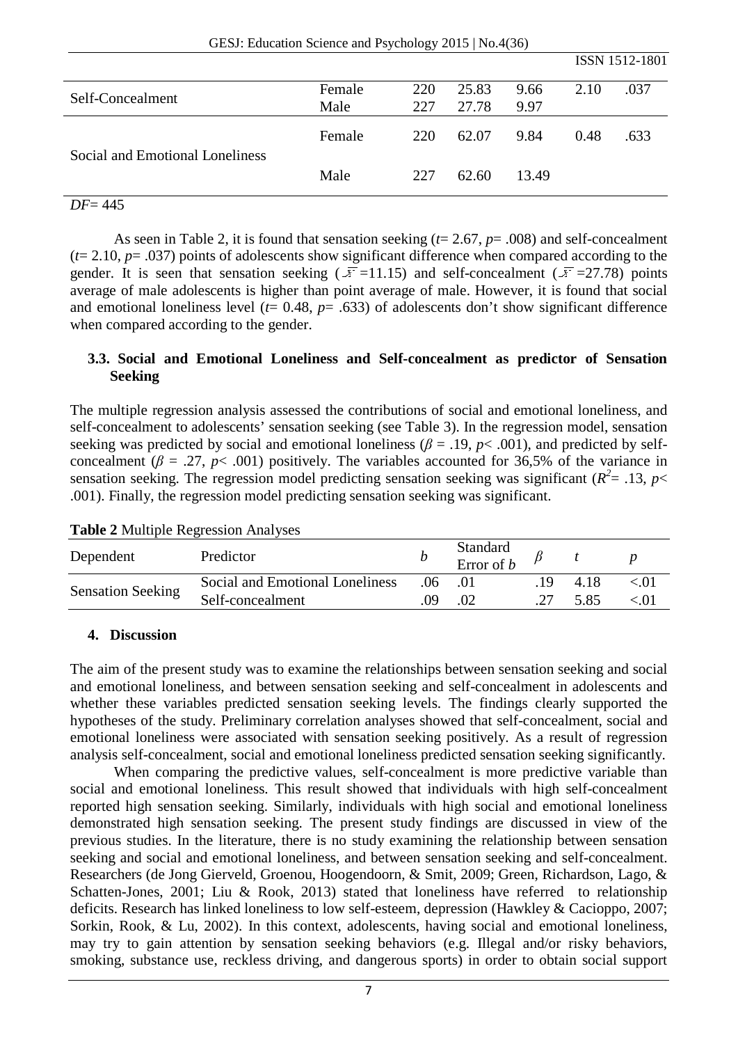| | | | | | | |
|---|---|---|---|---|---|---|
| Self-Concealment | Female | 220 | 25.83 | 9.66 | 2.10 | .037 |
| | Male | 227 | 27.78 | 9.97 | | |
| Social and Emotional Loneliness | Female | 220 | 62.07 | 9.84 | 0.48 | .633 |
| | Male | 227 | 62.60 | 13.49 | | |

*DF*= 445

As seen in Table 2, it is found that sensation seeking ($t$= 2.67, $p$= .008) and self-concealment ($t$= 2.10, $p$= .037) points of adolescents show significant difference when compared according to the gender. It is seen that sensation seeking ($\bar{X}$=11.15) and self-concealment ($\bar{X}$=27.78) points average of male adolescents is higher than point average of male. However, it is found that social and emotional loneliness level ($t$= 0.48, $p$= .633) of adolescents don't show significant difference when compared according to the gender.

### 3.3. Social and Emotional Loneliness and Self-concealment as predictor of Sensation Seeking

The multiple regression analysis assessed the contributions of social and emotional loneliness, and self-concealment to adolescents' sensation seeking (see Table 3). In the regression model, sensation seeking was predicted by social and emotional loneliness ($\beta$ = .19, $p$< .001), and predicted by self-concealment ($\beta$ = .27, $p$< .001) positively. The variables accounted for 36,5% of the variance in sensation seeking. The regression model predicting sensation seeking was significant ($R^2$= .13, $p$< .001). Finally, the regression model predicting sensation seeking was significant.

**Table 2** Multiple Regression Analyses

| Dependent | Predictor | $b$ | Standard Error of $b$ | $\beta$ | $t$ | $p$ |
|---|---|---|---|---|---|---|
| Sensation Seeking | Social and Emotional Loneliness | .06 | .01 | .19 | 4.18 | <.01 |
| | Self-concealment | .09 | .02 | .27 | 5.85 | <.01 |

## 4. Discussion

The aim of the present study was to examine the relationships between sensation seeking and social and emotional loneliness, and between sensation seeking and self-concealment in adolescents and whether these variables predicted sensation seeking levels. The findings clearly supported the hypotheses of the study. Preliminary correlation analyses showed that self-concealment, social and emotional loneliness were associated with sensation seeking positively. As a result of regression analysis self-concealment, social and emotional loneliness predicted sensation seeking significantly.

When comparing the predictive values, self-concealment is more predictive variable than social and emotional loneliness. This result showed that individuals with high self-concealment reported high sensation seeking. Similarly, individuals with high social and emotional loneliness demonstrated high sensation seeking. The present study findings are discussed in view of the previous studies. In the literature, there is no study examining the relationship between sensation seeking and social and emotional loneliness, and between sensation seeking and self-concealment. Researchers (de Jong Gierveld, Groenou, Hoogendoorn, & Smit, 2009; Green, Richardson, Lago, & Schatten-Jones, 2001; Liu & Rook, 2013) stated that loneliness have referred to relationship deficits. Research has linked loneliness to low self-esteem, depression (Hawkley & Cacioppo, 2007; Sorkin, Rook, & Lu, 2002). In this context, adolescents, having social and emotional loneliness, may try to gain attention by sensation seeking behaviors (e.g. Illegal and/or risky behaviors, smoking, substance use, reckless driving, and dangerous sports) in order to obtain social support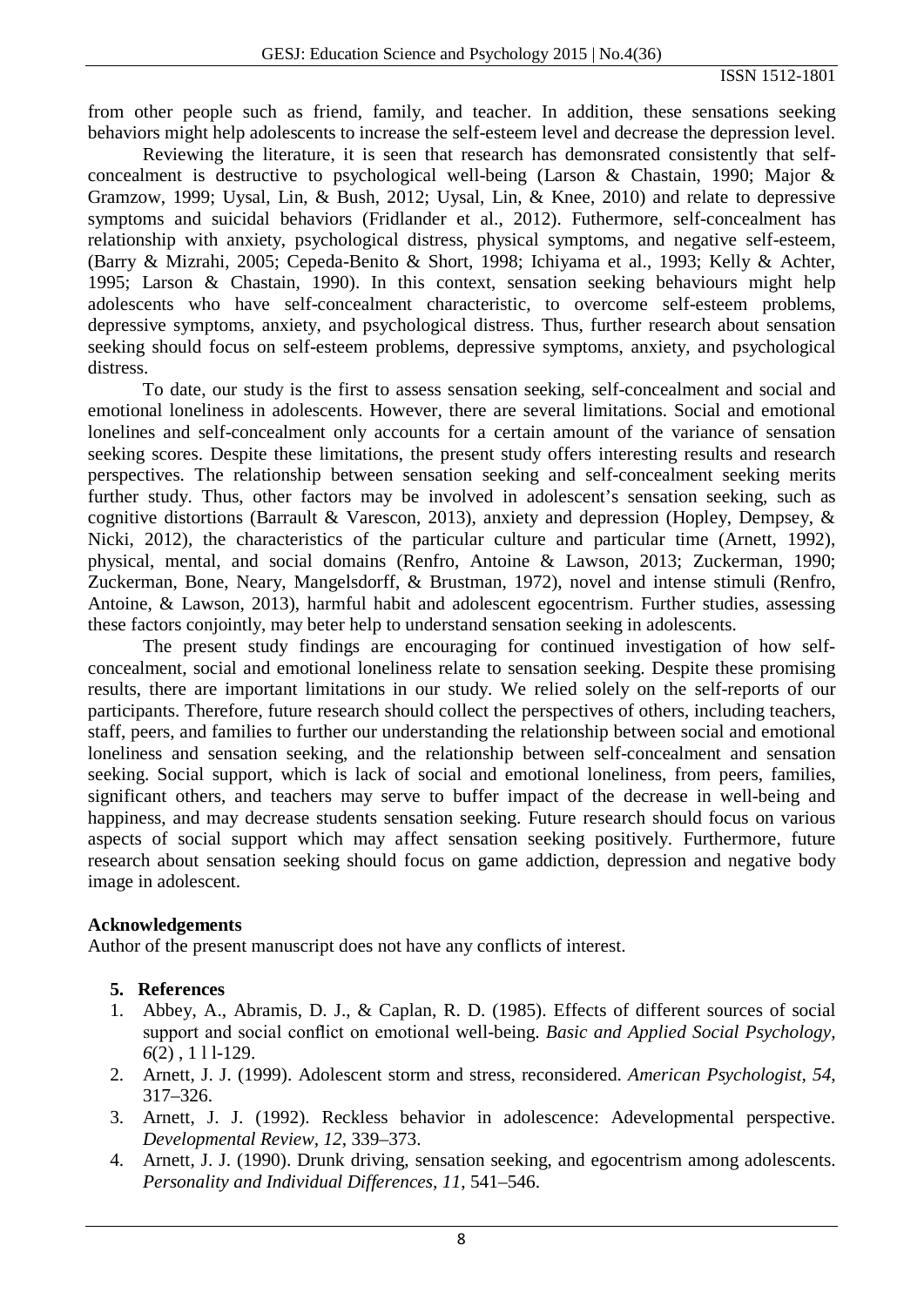from other people such as friend, family, and teacher. In addition, these sensations seeking behaviors might help adolescents to increase the self-esteem level and decrease the depression level.

Reviewing the literature, it is seen that research has demonsrated consistently that self-concealment is destructive to psychological well-being (Larson & Chastain, 1990; Major & Gramzow, 1999; Uysal, Lin, & Bush, 2012; Uysal, Lin, & Knee, 2010) and relate to depressive symptoms and suicidal behaviors (Fridlander et al., 2012). Futhermore, self-concealment has relationship with anxiety, psychological distress, physical symptoms, and negative self-esteem, (Barry & Mizrahi, 2005; Cepeda-Benito & Short, 1998; Ichiyama et al., 1993; Kelly & Achter, 1995; Larson & Chastain, 1990). In this context, sensation seeking behaviours might help adolescents who have self-concealment characteristic, to overcome self-esteem problems, depressive symptoms, anxiety, and psychological distress. Thus, further research about sensation seeking should focus on self-esteem problems, depressive symptoms, anxiety, and psychological distress.

To date, our study is the first to assess sensation seeking, self-concealment and social and emotional loneliness in adolescents. However, there are several limitations. Social and emotional lonelines and self-concealment only accounts for a certain amount of the variance of sensation seeking scores. Despite these limitations, the present study offers interesting results and research perspectives. The relationship between sensation seeking and self-concealment seeking merits further study. Thus, other factors may be involved in adolescent's sensation seeking, such as cognitive distortions (Barrault & Varescon, 2013), anxiety and depression (Hopley, Dempsey, & Nicki, 2012), the characteristics of the particular culture and particular time (Arnett, 1992), physical, mental, and social domains (Renfro, Antoine & Lawson, 2013; Zuckerman, 1990; Zuckerman, Bone, Neary, Mangelsdorff, & Brustman, 1972), novel and intense stimuli (Renfro, Antoine, & Lawson, 2013), harmful habit and adolescent egocentrism. Further studies, assessing these factors conjointly, may beter help to understand sensation seeking in adolescents.

The present study findings are encouraging for continued investigation of how self-concealment, social and emotional loneliness relate to sensation seeking. Despite these promising results, there are important limitations in our study. We relied solely on the self-reports of our participants. Therefore, future research should collect the perspectives of others, including teachers, staff, peers, and families to further our understanding the relationship between social and emotional loneliness and sensation seeking, and the relationship between self-concealment and sensation seeking. Social support, which is lack of social and emotional loneliness, from peers, families, significant others, and teachers may serve to buffer impact of the decrease in well-being and happiness, and may decrease students sensation seeking. Future research should focus on various aspects of social support which may affect sensation seeking positively. Furthermore, future research about sensation seeking should focus on game addiction, depression and negative body image in adolescent.

**Acknowledgements**

Author of the present manuscript does not have any conflicts of interest.

## 5. References

1. Abbey, A., Abramis, D. J., & Caplan, R. D. (1985). Effects of different sources of social support and social conflict on emotional well-being. *Basic and Applied Social Psychology*, *6*(2) , 1 l l-129.
2. Arnett, J. J. (1999). Adolescent storm and stress, reconsidered. *American Psychologist*, *54*, 317–326.
3. Arnett, J. J. (1992). Reckless behavior in adolescence: Adevelopmental perspective. *Developmental Review*, *12*, 339–373.
4. Arnett, J. J. (1990). Drunk driving, sensation seeking, and egocentrism among adolescents. *Personality and Individual Differences*, *11*, 541–546.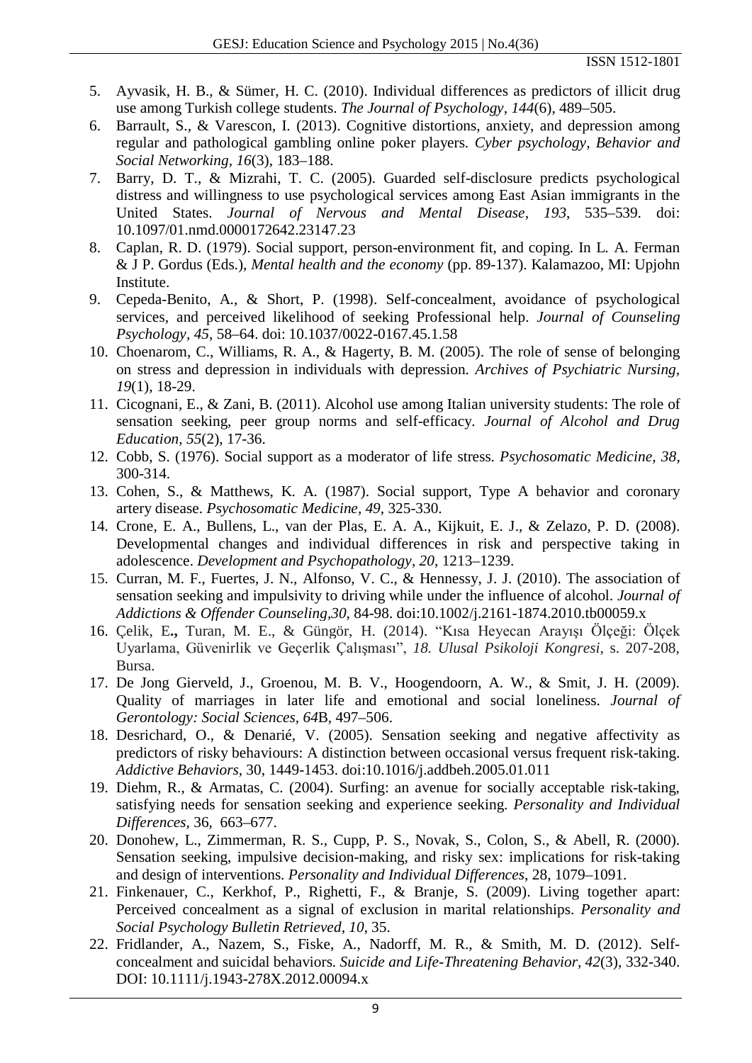5. Ayvasik, H. B., & Sümer, H. C. (2010). Individual differences as predictors of illicit drug use among Turkish college students. *The Journal of Psychology, 144*(6), 489–505.
6. Barrault, S., & Varescon, I. (2013). Cognitive distortions, anxiety, and depression among regular and pathological gambling online poker players. *Cyber psychology, Behavior and Social Networking, 16*(3), 183–188.
7. Barry, D. T., & Mizrahi, T. C. (2005). Guarded self-disclosure predicts psychological distress and willingness to use psychological services among East Asian immigrants in the United States. *Journal of Nervous and Mental Disease, 193*, 535–539. doi: 10.1097/01.nmd.0000172642.23147.23
8. Caplan, R. D. (1979). Social support, person-environment fit, and coping. In L. A. Ferman & J P. Gordus (Eds.), *Mental health and the economy* (pp. 89-137). Kalamazoo, MI: Upjohn Institute.
9. Cepeda-Benito, A., & Short, P. (1998). Self-concealment, avoidance of psychological services, and perceived likelihood of seeking Professional help. *Journal of Counseling Psychology, 45*, 58–64. doi: 10.1037/0022-0167.45.1.58
10. Choenarom, C., Williams, R. A., & Hagerty, B. M. (2005). The role of sense of belonging on stress and depression in individuals with depression. *Archives of Psychiatric Nursing, 19*(1), 18-29.
11. Cicognani, E., & Zani, B. (2011). Alcohol use among Italian university students: The role of sensation seeking, peer group norms and self-efficacy. *Journal of Alcohol and Drug Education, 55*(2), 17-36.
12. Cobb, S. (1976). Social support as a moderator of life stress. *Psychosomatic Medicine, 38*, 300-314.
13. Cohen, S., & Matthews, K. A. (1987). Social support, Type A behavior and coronary artery disease. *Psychosomatic Medicine, 49*, 325-330.
14. Crone, E. A., Bullens, L., van der Plas, E. A. A., Kijkuit, E. J., & Zelazo, P. D. (2008). Developmental changes and individual differences in risk and perspective taking in adolescence. *Development and Psychopathology, 20*, 1213–1239.
15. Curran, M. F., Fuertes, J. N., Alfonso, V. C., & Hennessy, J. J. (2010). The association of sensation seeking and impulsivity to driving while under the influence of alcohol. *Journal of Addictions & Offender Counseling,30*, 84-98. doi:10.1002/j.2161-1874.2010.tb00059.x
16. Çelik, E**.,** Turan, M. E., & Güngör, H. (2014). "Kısa Heyecan Arayışı Ölçeği: Ölçek Uyarlama, Güvenirlik ve Geçerlik Çalışması", *18. Ulusal Psikoloji Kongresi*, s. 207-208, Bursa.
17. De Jong Gierveld, J., Groenou, M. B. V., Hoogendoorn, A. W., & Smit, J. H. (2009). Quality of marriages in later life and emotional and social loneliness. *Journal of Gerontology: Social Sciences, 64*B, 497–506.
18. Desrichard, O., & Denarié, V. (2005). Sensation seeking and negative affectivity as predictors of risky behaviours: A distinction between occasional versus frequent risk-taking. *Addictive Behaviors,* 30, 1449-1453. doi:10.1016/j.addbeh.2005.01.011
19. Diehm, R., & Armatas, C. (2004). Surfing: an avenue for socially acceptable risk-taking, satisfying needs for sensation seeking and experience seeking. *Personality and Individual Differences,* 36, 663–677.
20. Donohew, L., Zimmerman, R. S., Cupp, P. S., Novak, S., Colon, S., & Abell, R. (2000). Sensation seeking, impulsive decision-making, and risky sex: implications for risk-taking and design of interventions. *Personality and Individual Differences,* 28, 1079–1091.
21. Finkenauer, C., Kerkhof, P., Righetti, F., & Branje, S. (2009). Living together apart: Perceived concealment as a signal of exclusion in marital relationships. *Personality and Social Psychology Bulletin Retrieved, 10*, 35.
22. Fridlander, A., Nazem, S., Fiske, A., Nadorff, M. R., & Smith, M. D. (2012). Self-concealment and suicidal behaviors. *Suicide and Life-Threatening Behavior, 42*(3), 332-340. DOI: 10.1111/j.1943-278X.2012.00094.x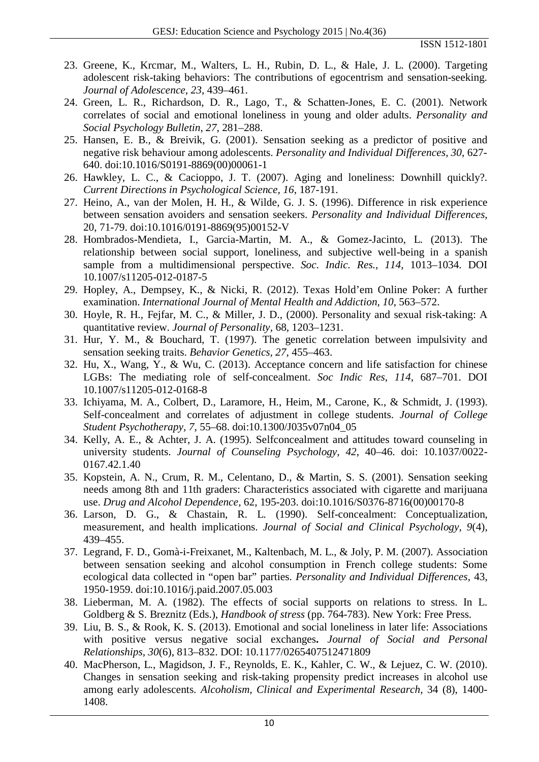23. Greene, K., Krcmar, M., Walters, L. H., Rubin, D. L., & Hale, J. L. (2000). Targeting adolescent risk-taking behaviors: The contributions of egocentrism and sensation-seeking. *Journal of Adolescence, 23*, 439–461.
24. Green, L. R., Richardson, D. R., Lago, T., & Schatten-Jones, E. C. (2001). Network correlates of social and emotional loneliness in young and older adults. *Personality and Social Psychology Bulletin, 27*, 281–288.
25. Hansen, E. B., & Breivik, G. (2001). Sensation seeking as a predictor of positive and negative risk behaviour among adolescents. *Personality and Individual Differences, 30*, 627-640. doi:10.1016/S0191-8869(00)00061-1
26. Hawkley, L. C., & Cacioppo, J. T. (2007). Aging and loneliness: Downhill quickly?. *Current Directions in Psychological Science, 16*, 187-191.
27. Heino, A., van der Molen, H. H., & Wilde, G. J. S. (1996). Difference in risk experience between sensation avoiders and sensation seekers. *Personality and Individual Differences*, 20, 71-79. doi:10.1016/0191-8869(95)00152-V
28. Hombrados-Mendieta, I., Garcia-Martin, M. A., & Gomez-Jacinto, L. (2013). The relationship between social support, loneliness, and subjective well-being in a spanish sample from a multidimensional perspective. *Soc. Indic. Res., 114*, 1013–1034. DOI 10.1007/s11205-012-0187-5
29. Hopley, A., Dempsey, K., & Nicki, R. (2012). Texas Hold'em Online Poker: A further examination. *International Journal of Mental Health and Addiction, 10*, 563–572.
30. Hoyle, R. H., Fejfar, M. C., & Miller, J. D., (2000). Personality and sexual risk-taking: A quantitative review. *Journal of Personality*, 68, 1203–1231.
31. Hur, Y. M., & Bouchard, T. (1997). The genetic correlation between impulsivity and sensation seeking traits. *Behavior Genetics, 27*, 455–463.
32. Hu, X., Wang, Y., & Wu, C. (2013). Acceptance concern and life satisfaction for chinese LGBs: The mediating role of self-concealment. *Soc Indic Res, 114*, 687–701. DOI 10.1007/s11205-012-0168-8
33. Ichiyama, M. A., Colbert, D., Laramore, H., Heim, M., Carone, K., & Schmidt, J. (1993). Self-concealment and correlates of adjustment in college students. *Journal of College Student Psychotherapy, 7*, 55–68. doi:10.1300/J035v07n04_05
34. Kelly, A. E., & Achter, J. A. (1995). Selfconcealment and attitudes toward counseling in university students. *Journal of Counseling Psychology, 42*, 40–46. doi: 10.1037/0022-0167.42.1.40
35. Kopstein, A. N., Crum, R. M., Celentano, D., & Martin, S. S. (2001). Sensation seeking needs among 8th and 11th graders: Characteristics associated with cigarette and marijuana use. *Drug and Alcohol Dependence*, 62, 195-203. doi:10.1016/S0376-8716(00)00170-8
36. Larson, D. G., & Chastain, R. L. (1990). Self-concealment: Conceptualization, measurement, and health implications. *Journal of Social and Clinical Psychology, 9*(4), 439–455.
37. Legrand, F. D., Gomà-i-Freixanet, M., Kaltenbach, M. L., & Joly, P. M. (2007). Association between sensation seeking and alcohol consumption in French college students: Some ecological data collected in "open bar" parties. *Personality and Individual Differences*, 43, 1950-1959. doi:10.1016/j.paid.2007.05.003
38. Lieberman, M. A. (1982). The effects of social supports on relations to stress. In L. Goldberg & S. Breznitz (Eds.), *Handbook of stress* (pp. 764-783). New York: Free Press.
39. Liu, B. S., & Rook, K. S. (2013). Emotional and social loneliness in later life: Associations with positive versus negative social exchanges**.** *Journal of Social and Personal Relationships, 30*(6), 813–832. DOI: 10.1177/0265407512471809
40. MacPherson, L., Magidson, J. F., Reynolds, E. K., Kahler, C. W., & Lejuez, C. W. (2010). Changes in sensation seeking and risk-taking propensity predict increases in alcohol use among early adolescents. *Alcoholism, Clinical and Experimental Research*, 34 (8), 1400-1408.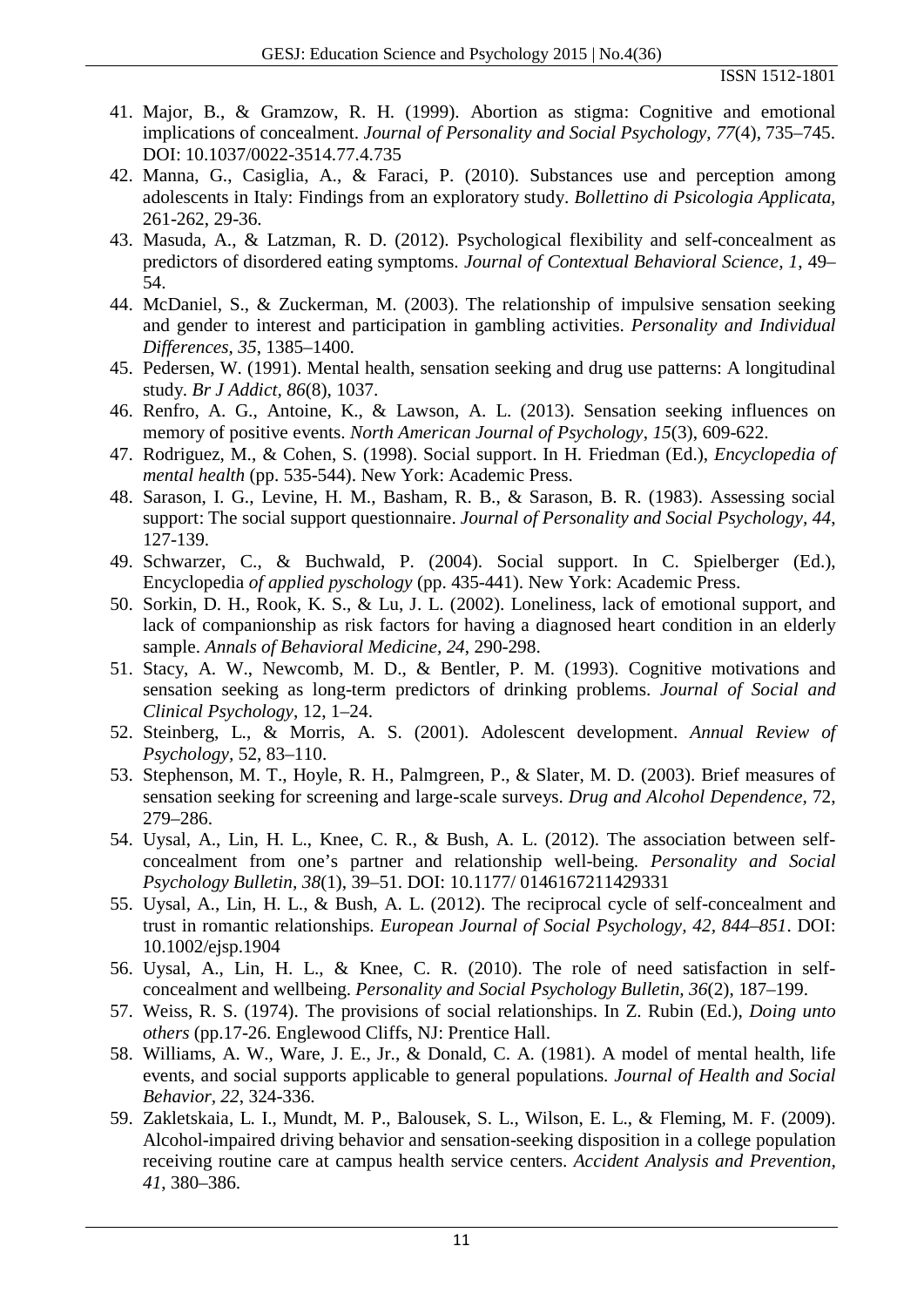41. Major, B., & Gramzow, R. H. (1999). Abortion as stigma: Cognitive and emotional implications of concealment. *Journal of Personality and Social Psychology, 77*(4), 735–745. DOI: 10.1037/0022-3514.77.4.735
42. Manna, G., Casiglia, A., & Faraci, P. (2010). Substances use and perception among adolescents in Italy: Findings from an exploratory study. *Bollettino di Psicologia Applicata*, 261-262, 29-36.
43. Masuda, A., & Latzman, R. D. (2012). Psychological flexibility and self-concealment as predictors of disordered eating symptoms. *Journal of Contextual Behavioral Science, 1*, 49–54.
44. McDaniel, S., & Zuckerman, M. (2003). The relationship of impulsive sensation seeking and gender to interest and participation in gambling activities. *Personality and Individual Differences, 35*, 1385–1400.
45. Pedersen, W. (1991). Mental health, sensation seeking and drug use patterns: A longitudinal study. *Br J Addict, 86*(8), 1037.
46. Renfro, A. G., Antoine, K., & Lawson, A. L. (2013). Sensation seeking influences on memory of positive events. *North American Journal of Psychology, 15*(3), 609-622.
47. Rodriguez, M., & Cohen, S. (1998). Social support. In H. Friedman (Ed.), *Encyclopedia of mental health* (pp. 535-544). New York: Academic Press.
48. Sarason, I. G., Levine, H. M., Basham, R. B., & Sarason, B. R. (1983). Assessing social support: The social support questionnaire. *Journal of Personality and Social Psychology, 44*, 127-139.
49. Schwarzer, C., & Buchwald, P. (2004). Social support. In C. Spielberger (Ed.), Encyclopedia *of applied pyschology* (pp. 435-441). New York: Academic Press.
50. Sorkin, D. H., Rook, K. S., & Lu, J. L. (2002). Loneliness, lack of emotional support, and lack of companionship as risk factors for having a diagnosed heart condition in an elderly sample. *Annals of Behavioral Medicine, 24*, 290-298.
51. Stacy, A. W., Newcomb, M. D., & Bentler, P. M. (1993). Cognitive motivations and sensation seeking as long-term predictors of drinking problems. *Journal of Social and Clinical Psychology*, 12, 1–24.
52. Steinberg, L., & Morris, A. S. (2001). Adolescent development. *Annual Review of Psychology*, 52, 83–110.
53. Stephenson, M. T., Hoyle, R. H., Palmgreen, P., & Slater, M. D. (2003). Brief measures of sensation seeking for screening and large-scale surveys. *Drug and Alcohol Dependence*, 72, 279–286.
54. Uysal, A., Lin, H. L., Knee, C. R., & Bush, A. L. (2012). The association between self-concealment from one's partner and relationship well-being. *Personality and Social Psychology Bulletin, 38*(1), 39–51. DOI: 10.1177/ 0146167211429331
55. Uysal, A., Lin, H. L., & Bush, A. L. (2012). The reciprocal cycle of self-concealment and trust in romantic relationships. *European Journal of Social Psychology, 42, 844–851*. DOI: 10.1002/ejsp.1904
56. Uysal, A., Lin, H. L., & Knee, C. R. (2010). The role of need satisfaction in self-concealment and wellbeing. *Personality and Social Psychology Bulletin, 36*(2), 187–199.
57. Weiss, R. S. (1974). The provisions of social relationships. In Z. Rubin (Ed.), *Doing unto others* (pp.17-26. Englewood Cliffs, NJ: Prentice Hall.
58. Williams, A. W., Ware, J. E., Jr., & Donald, C. A. (1981). A model of mental health, life events, and social supports applicable to general populations. *Journal of Health and Social Behavior, 22*, 324-336.
59. Zakletskaia, L. I., Mundt, M. P., Balousek, S. L., Wilson, E. L., & Fleming, M. F. (2009). Alcohol-impaired driving behavior and sensation-seeking disposition in a college population receiving routine care at campus health service centers. *Accident Analysis and Prevention, 41*, 380–386.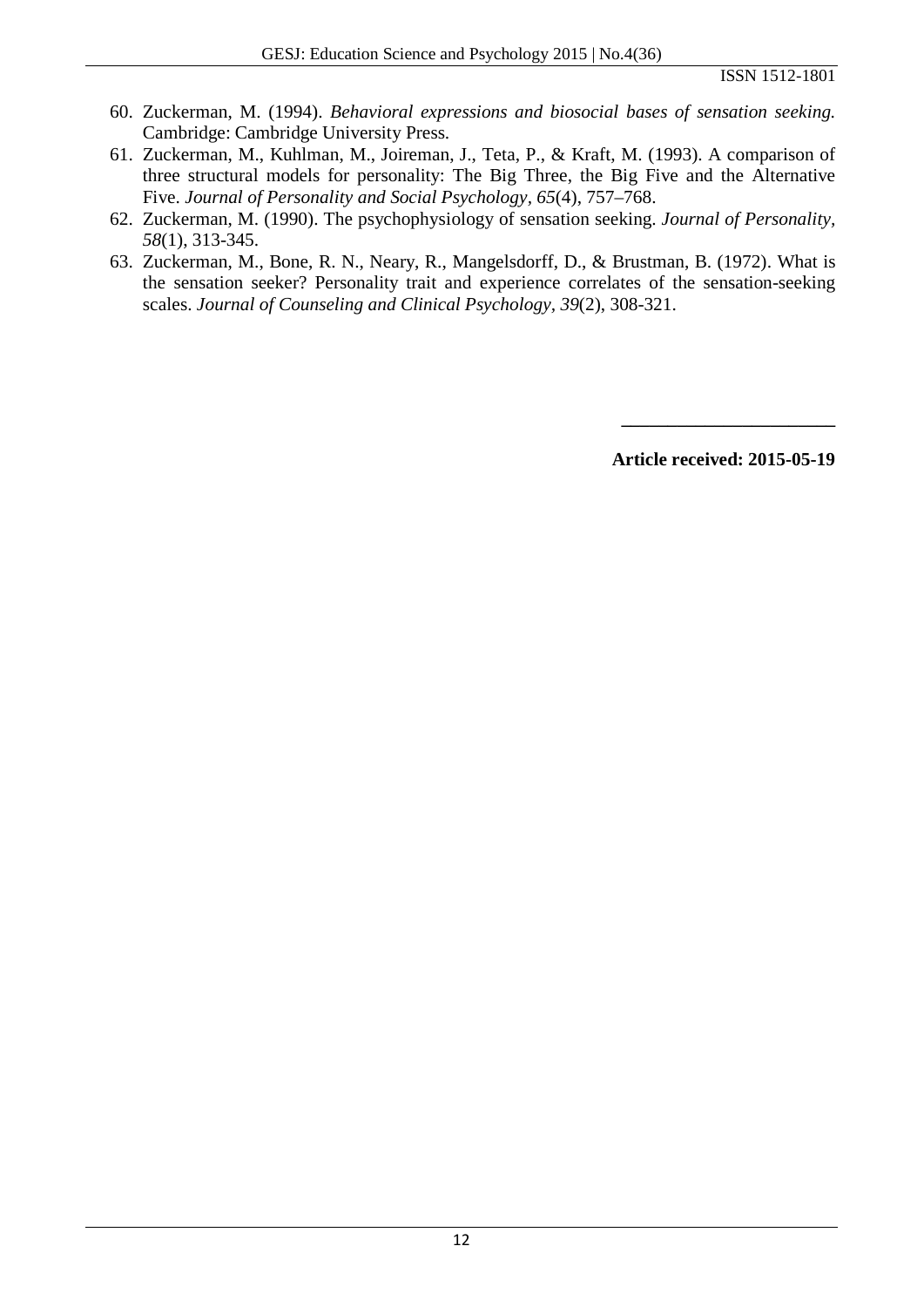60. Zuckerman, M. (1994). *Behavioral expressions and biosocial bases of sensation seeking.* Cambridge: Cambridge University Press.
61. Zuckerman, M., Kuhlman, M., Joireman, J., Teta, P., & Kraft, M. (1993). A comparison of three structural models for personality: The Big Three, the Big Five and the Alternative Five. *Journal of Personality and Social Psychology*, *65*(4), 757–768.
62. Zuckerman, M. (1990). The psychophysiology of sensation seeking. *Journal of Personality*, *58*(1), 313-345.
63. Zuckerman, M., Bone, R. N., Neary, R., Mangelsdorff, D., & Brustman, B. (1972). What is the sensation seeker? Personality trait and experience correlates of the sensation-seeking scales. *Journal of Counseling and Clinical Psychology*, *39*(2), 308-321.

---

**Article received: 2015-05-19**